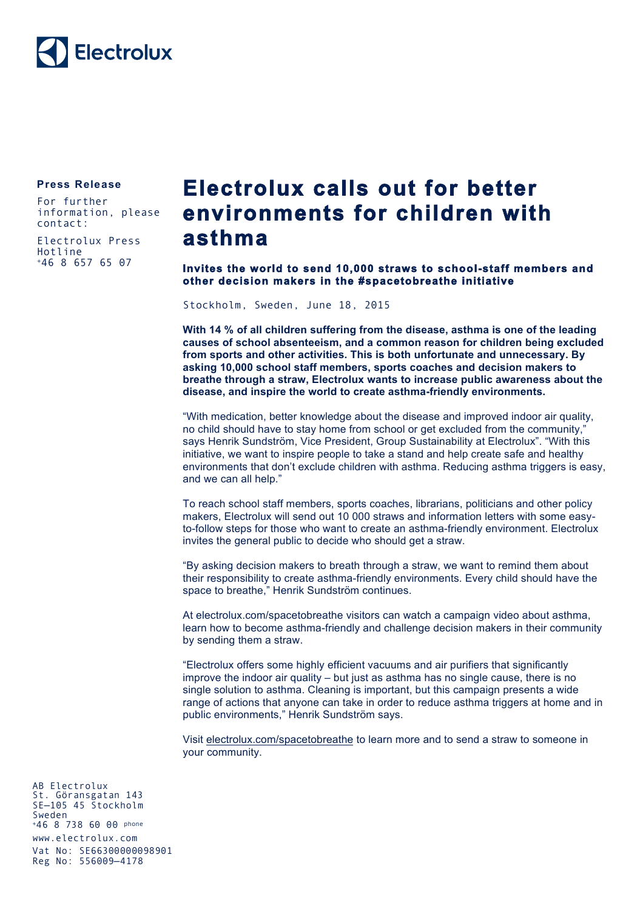Electrolux

**Press Release**

For further information, please contact:

Electrolux Press Hotline
+46 8 657 65 07

# Electrolux calls out for better environments for children with asthma

**Invites the world to send 10,000 straws to school-staff members and other decision makers in the #spacetobreathe initiative**

Stockholm, Sweden, June 18, 2015

**With 14 % of all children suffering from the disease, asthma is one of the leading causes of school absenteeism, and a common reason for children being excluded from sports and other activities. This is both unfortunate and unnecessary. By asking 10,000 school staff members, sports coaches and decision makers to breathe through a straw, Electrolux wants to increase public awareness about the disease, and inspire the world to create asthma-friendly environments.**

"With medication, better knowledge about the disease and improved indoor air quality, no child should have to stay home from school or get excluded from the community," says Henrik Sundström, Vice President, Group Sustainability at Electrolux". "With this initiative, we want to inspire people to take a stand and help create safe and healthy environments that don't exclude children with asthma. Reducing asthma triggers is easy, and we can all help."

To reach school staff members, sports coaches, librarians, politicians and other policy makers, Electrolux will send out 10 000 straws and information letters with some easy-to-follow steps for those who want to create an asthma-friendly environment. Electrolux invites the general public to decide who should get a straw.

"By asking decision makers to breath through a straw, we want to remind them about their responsibility to create asthma-friendly environments. Every child should have the space to breathe," Henrik Sundström continues.

At electrolux.com/spacetobreathe visitors can watch a campaign video about asthma, learn how to become asthma-friendly and challenge decision makers in their community by sending them a straw.

"Electrolux offers some highly efficient vacuums and air purifiers that significantly improve the indoor air quality – but just as asthma has no single cause, there is no single solution to asthma. Cleaning is important, but this campaign presents a wide range of actions that anyone can take in order to reduce asthma triggers at home and in public environments," Henrik Sundström says.

Visit electrolux.com/spacetobreathe to learn more and to send a straw to someone in your community.

AB Electrolux
St. Göransgatan 143
SE–105 45 Stockholm
Sweden
+46 8 738 60 00 phone
www.electrolux.com
Vat No: SE663000000098901
Reg No: 556009–4178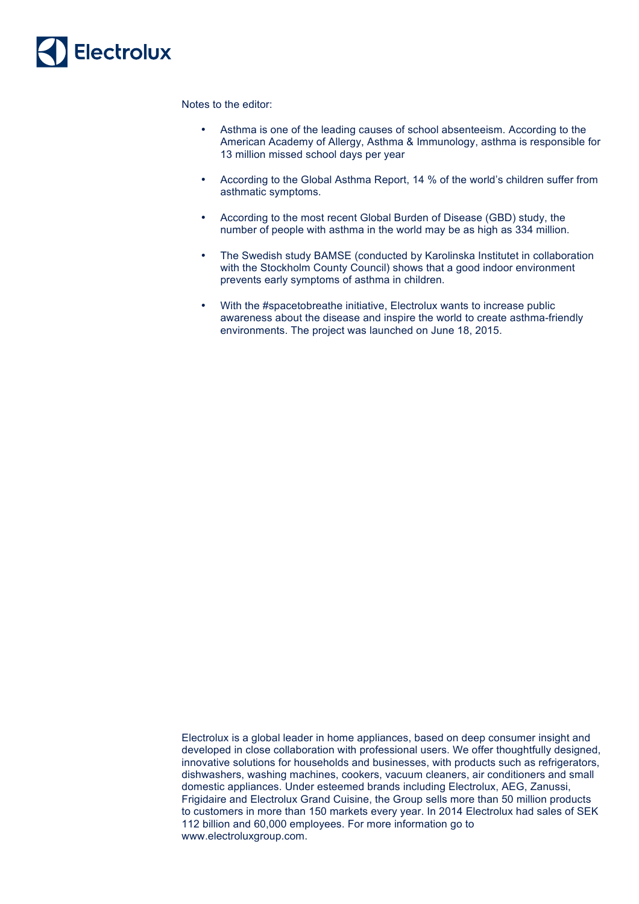Notes to the editor:

- Asthma is one of the leading causes of school absenteeism. According to the American Academy of Allergy, Asthma & Immunology, asthma is responsible for 13 million missed school days per year
- According to the Global Asthma Report, 14 % of the world's children suffer from asthmatic symptoms.
- According to the most recent Global Burden of Disease (GBD) study, the number of people with asthma in the world may be as high as 334 million.
- The Swedish study BAMSE (conducted by Karolinska Institutet in collaboration with the Stockholm County Council) shows that a good indoor environment prevents early symptoms of asthma in children.
- With the #spacetobreathe initiative, Electrolux wants to increase public awareness about the disease and inspire the world to create asthma-friendly environments. The project was launched on June 18, 2015.

Electrolux is a global leader in home appliances, based on deep consumer insight and developed in close collaboration with professional users. We offer thoughtfully designed, innovative solutions for households and businesses, with products such as refrigerators, dishwashers, washing machines, cookers, vacuum cleaners, air conditioners and small domestic appliances. Under esteemed brands including Electrolux, AEG, Zanussi, Frigidaire and Electrolux Grand Cuisine, the Group sells more than 50 million products to customers in more than 150 markets every year. In 2014 Electrolux had sales of SEK 112 billion and 60,000 employees. For more information go to www.electroluxgroup.com.